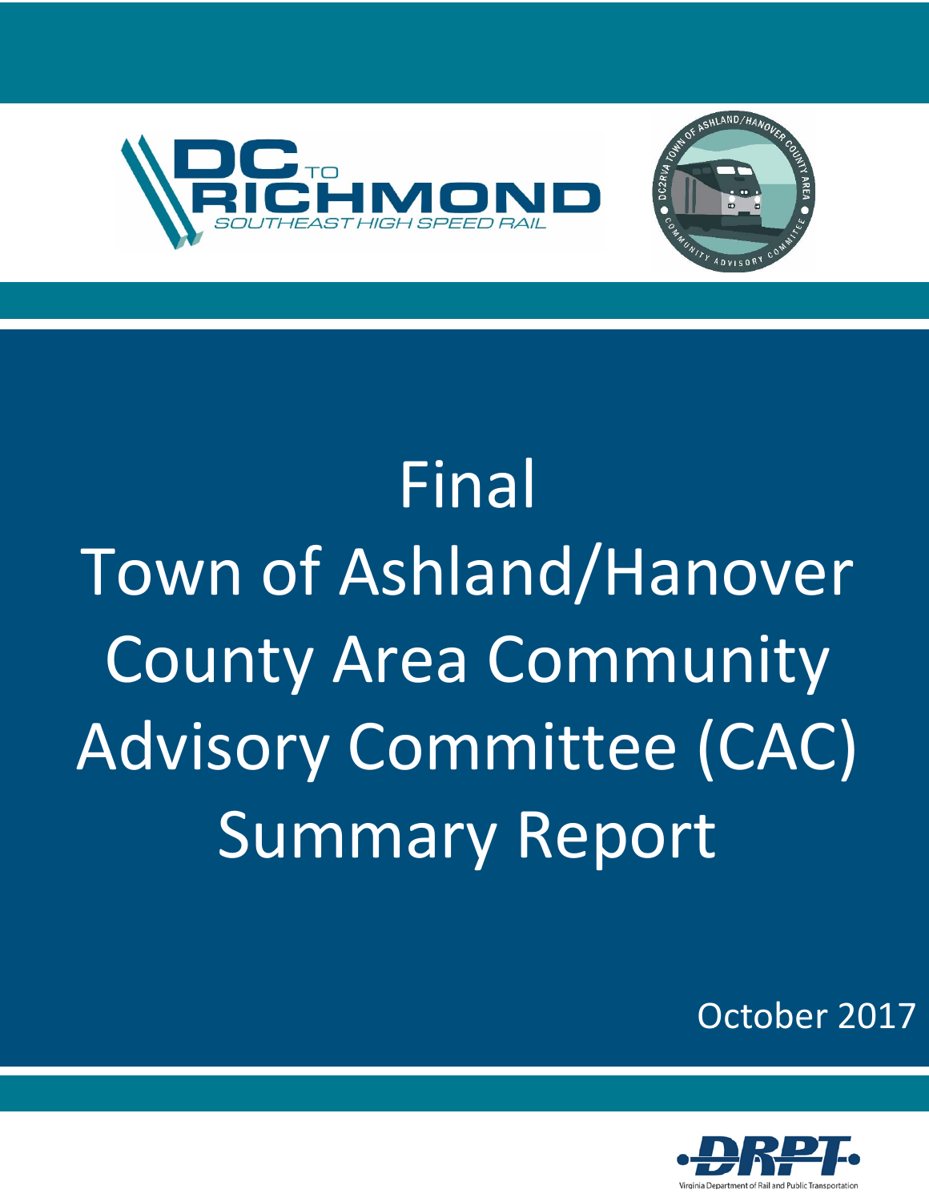DC TO RICHMOND

SOUTHEAST HIGH SPEED RAIL

DC2RVA TOWN OF ASHLAND/HANOVER COUNTY AREA COMMUNITY ADVISORY COMMITTEE

# Final Town of Ashland/Hanover County Area Community Advisory Committee (CAC) Summary Report

October 2017

DRPT

Virginia Department of Rail and Public Transportation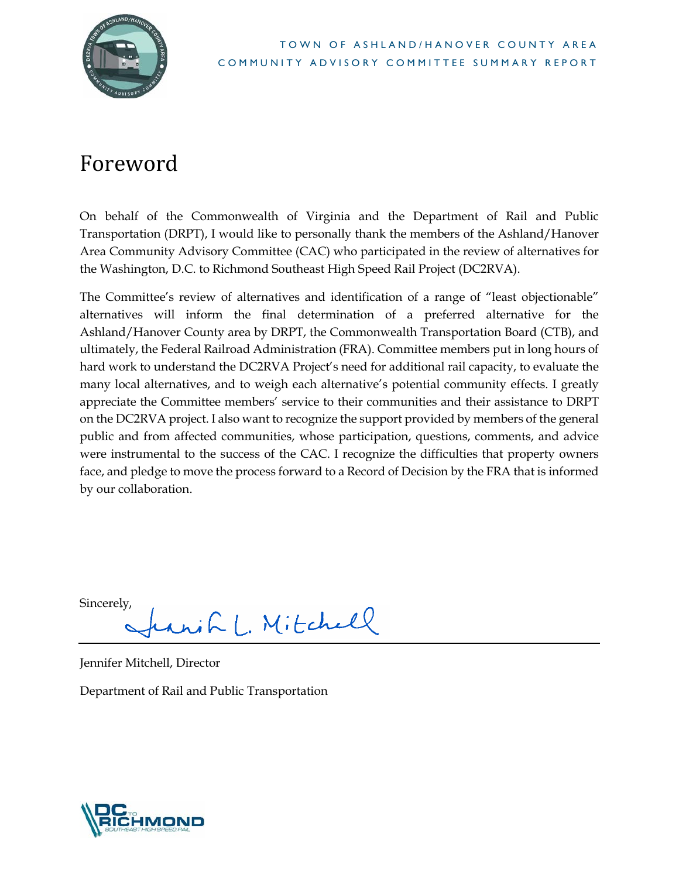# Foreword

On behalf of the Commonwealth of Virginia and the Department of Rail and Public Transportation (DRPT), I would like to personally thank the members of the Ashland/Hanover Area Community Advisory Committee (CAC) who participated in the review of alternatives for the Washington, D.C. to Richmond Southeast High Speed Rail Project (DC2RVA).

The Committee's review of alternatives and identification of a range of "least objectionable" alternatives will inform the final determination of a preferred alternative for the Ashland/Hanover County area by DRPT, the Commonwealth Transportation Board (CTB), and ultimately, the Federal Railroad Administration (FRA). Committee members put in long hours of hard work to understand the DC2RVA Project's need for additional rail capacity, to evaluate the many local alternatives, and to weigh each alternative's potential community effects. I greatly appreciate the Committee members' service to their communities and their assistance to DRPT on the DC2RVA project. I also want to recognize the support provided by members of the general public and from affected communities, whose participation, questions, comments, and advice were instrumental to the success of the CAC. I recognize the difficulties that property owners face, and pledge to move the process forward to a Record of Decision by the FRA that is informed by our collaboration.

Sincerely,

Jennifer L. Mitchell

Jennifer Mitchell, Director

Department of Rail and Public Transportation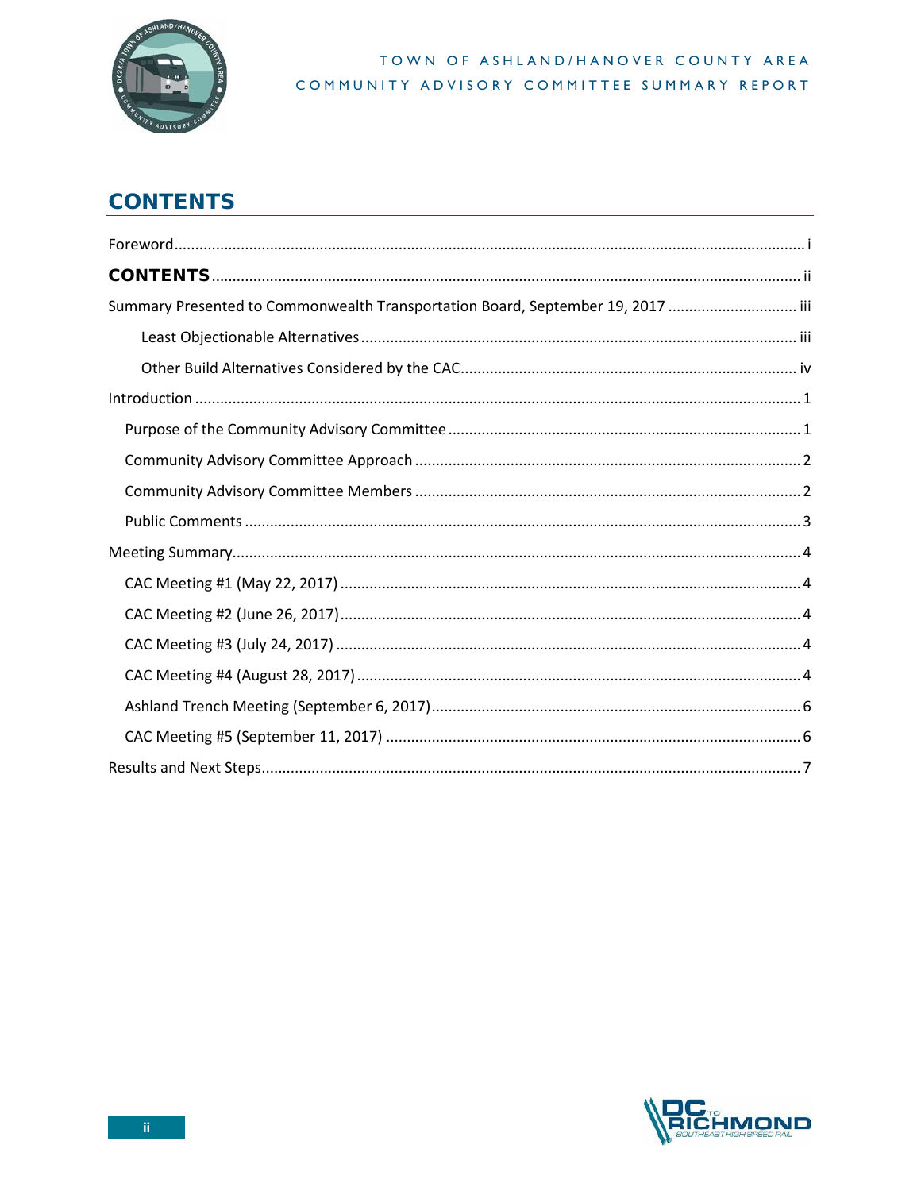# CONTENTS

Foreword ..... i

**CONTENTS** ..... ii

Summary Presented to Commonwealth Transportation Board, September 19, 2017 ..... iii

- Least Objectionable Alternatives ..... iii
- Other Build Alternatives Considered by the CAC ..... iv

Introduction ..... 1

- Purpose of the Community Advisory Committee ..... 1
- Community Advisory Committee Approach ..... 2
- Community Advisory Committee Members ..... 2
- Public Comments ..... 3

Meeting Summary ..... 4

- CAC Meeting #1 (May 22, 2017) ..... 4
- CAC Meeting #2 (June 26, 2017) ..... 4
- CAC Meeting #3 (July 24, 2017) ..... 4
- CAC Meeting #4 (August 28, 2017) ..... 4
- Ashland Trench Meeting (September 6, 2017) ..... 6
- CAC Meeting #5 (September 11, 2017) ..... 6

Results and Next Steps ..... 7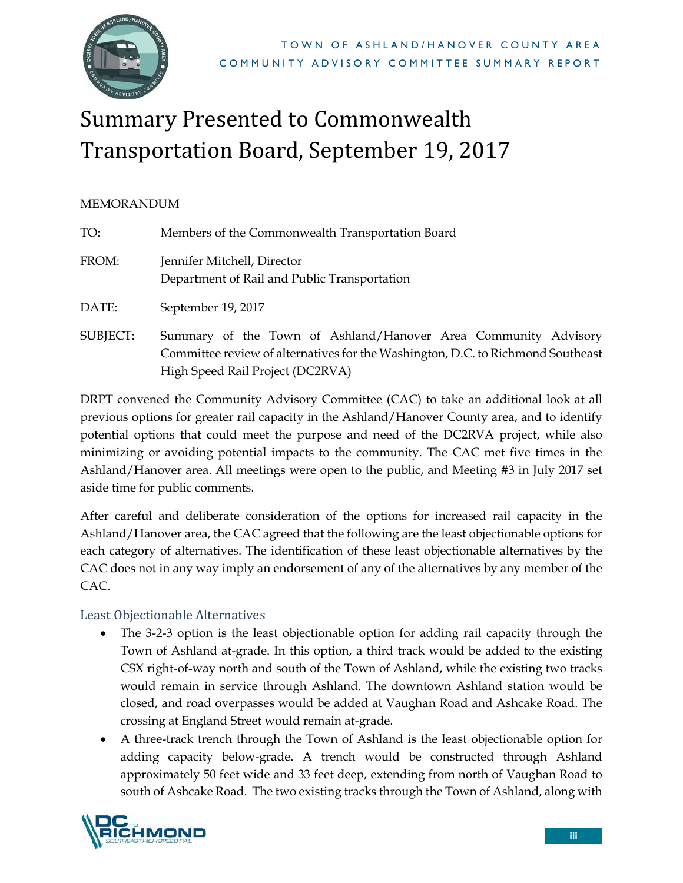# Summary Presented to Commonwealth Transportation Board, September 19, 2017

MEMORANDUM

TO: Members of the Commonwealth Transportation Board

FROM: Jennifer Mitchell, Director
Department of Rail and Public Transportation

DATE: September 19, 2017

SUBJECT: Summary of the Town of Ashland/Hanover Area Community Advisory Committee review of alternatives for the Washington, D.C. to Richmond Southeast High Speed Rail Project (DC2RVA)

DRPT convened the Community Advisory Committee (CAC) to take an additional look at all previous options for greater rail capacity in the Ashland/Hanover County area, and to identify potential options that could meet the purpose and need of the DC2RVA project, while also minimizing or avoiding potential impacts to the community. The CAC met five times in the Ashland/Hanover area. All meetings were open to the public, and Meeting #3 in July 2017 set aside time for public comments.

After careful and deliberate consideration of the options for increased rail capacity in the Ashland/Hanover area, the CAC agreed that the following are the least objectionable options for each category of alternatives. The identification of these least objectionable alternatives by the CAC does not in any way imply an endorsement of any of the alternatives by any member of the CAC.

## Least Objectionable Alternatives

- The 3-2-3 option is the least objectionable option for adding rail capacity through the Town of Ashland at-grade. In this option, a third track would be added to the existing CSX right-of-way north and south of the Town of Ashland, while the existing two tracks would remain in service through Ashland. The downtown Ashland station would be closed, and road overpasses would be added at Vaughan Road and Ashcake Road. The crossing at England Street would remain at-grade.
- A three-track trench through the Town of Ashland is the least objectionable option for adding capacity below-grade. A trench would be constructed through Ashland approximately 50 feet wide and 33 feet deep, extending from north of Vaughan Road to south of Ashcake Road. The two existing tracks through the Town of Ashland, along with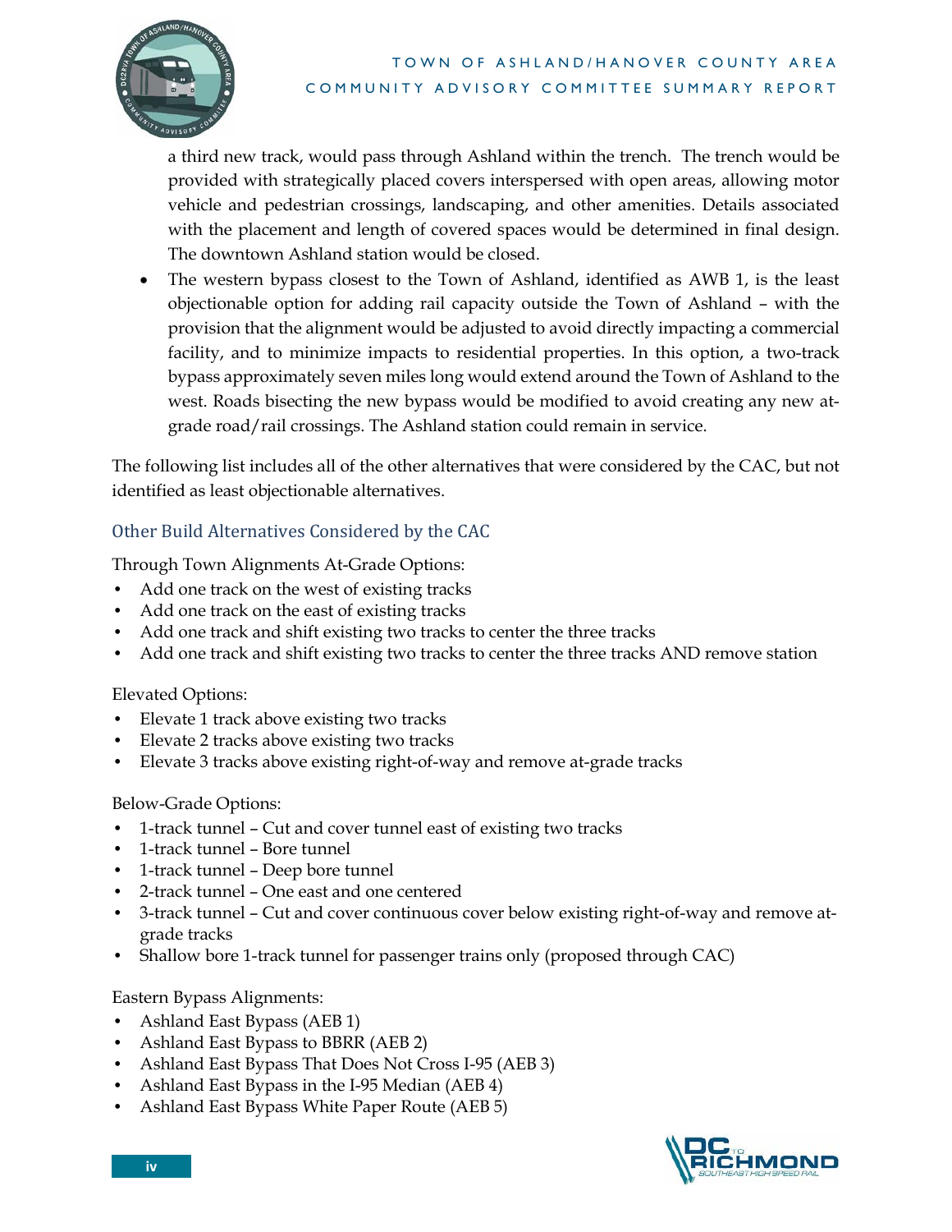a third new track, would pass through Ashland within the trench. The trench would be provided with strategically placed covers interspersed with open areas, allowing motor vehicle and pedestrian crossings, landscaping, and other amenities. Details associated with the placement and length of covered spaces would be determined in final design. The downtown Ashland station would be closed.

- The western bypass closest to the Town of Ashland, identified as AWB 1, is the least objectionable option for adding rail capacity outside the Town of Ashland – with the provision that the alignment would be adjusted to avoid directly impacting a commercial facility, and to minimize impacts to residential properties. In this option, a two-track bypass approximately seven miles long would extend around the Town of Ashland to the west. Roads bisecting the new bypass would be modified to avoid creating any new at-grade road/rail crossings. The Ashland station could remain in service.

The following list includes all of the other alternatives that were considered by the CAC, but not identified as least objectionable alternatives.

### Other Build Alternatives Considered by the CAC

Through Town Alignments At-Grade Options:

- Add one track on the west of existing tracks
- Add one track on the east of existing tracks
- Add one track and shift existing two tracks to center the three tracks
- Add one track and shift existing two tracks to center the three tracks AND remove station

Elevated Options:

- Elevate 1 track above existing two tracks
- Elevate 2 tracks above existing two tracks
- Elevate 3 tracks above existing right-of-way and remove at-grade tracks

Below-Grade Options:

- 1-track tunnel – Cut and cover tunnel east of existing two tracks
- 1-track tunnel – Bore tunnel
- 1-track tunnel – Deep bore tunnel
- 2-track tunnel – One east and one centered
- 3-track tunnel – Cut and cover continuous cover below existing right-of-way and remove at-grade tracks
- Shallow bore 1-track tunnel for passenger trains only (proposed through CAC)

Eastern Bypass Alignments:

- Ashland East Bypass (AEB 1)
- Ashland East Bypass to BBRR (AEB 2)
- Ashland East Bypass That Does Not Cross I-95 (AEB 3)
- Ashland East Bypass in the I-95 Median (AEB 4)
- Ashland East Bypass White Paper Route (AEB 5)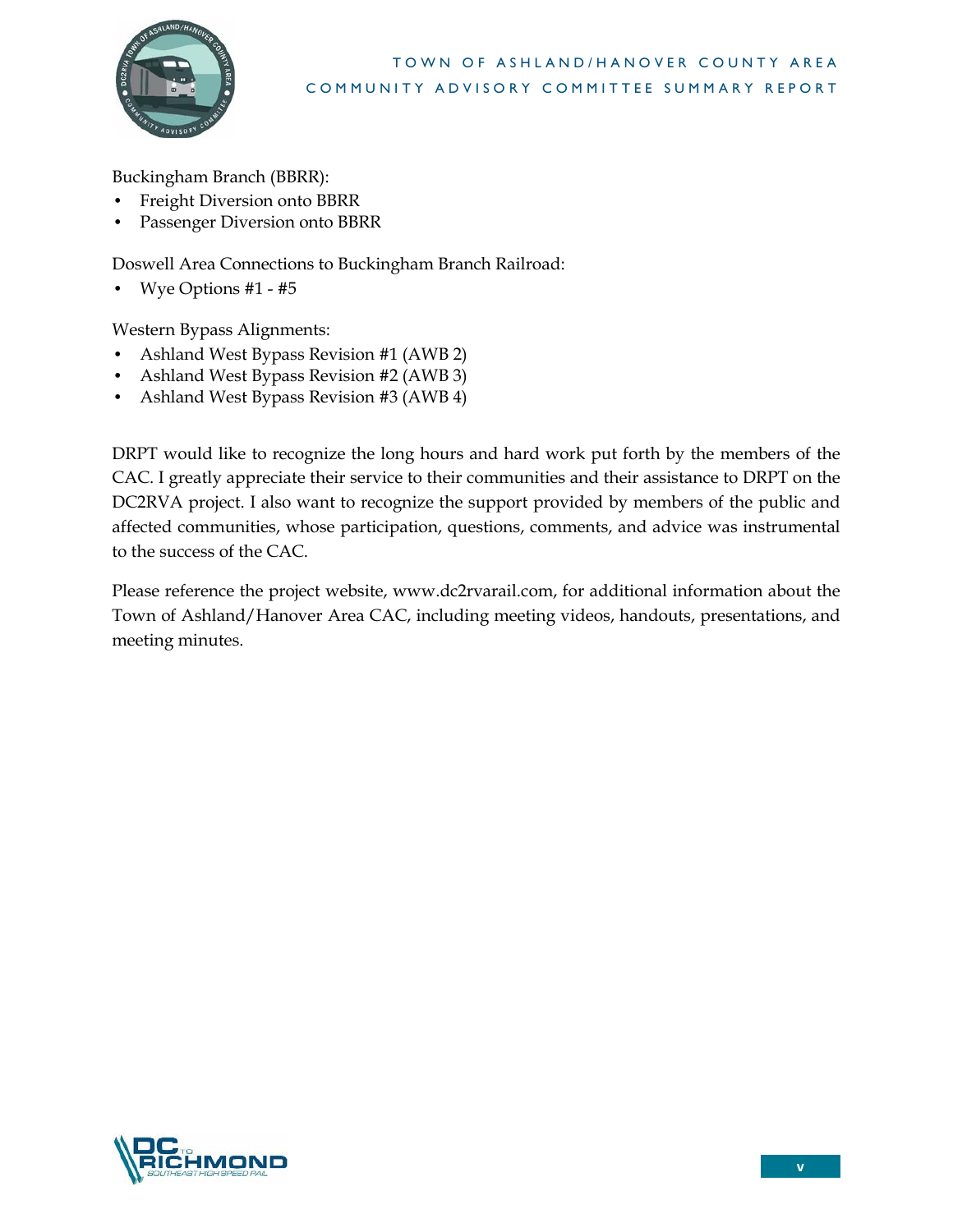Buckingham Branch (BBRR):

- Freight Diversion onto BBRR
- Passenger Diversion onto BBRR

Doswell Area Connections to Buckingham Branch Railroad:

- Wye Options #1 - #5

Western Bypass Alignments:

- Ashland West Bypass Revision #1 (AWB 2)
- Ashland West Bypass Revision #2 (AWB 3)
- Ashland West Bypass Revision #3 (AWB 4)

DRPT would like to recognize the long hours and hard work put forth by the members of the CAC. I greatly appreciate their service to their communities and their assistance to DRPT on the DC2RVA project. I also want to recognize the support provided by members of the public and affected communities, whose participation, questions, comments, and advice was instrumental to the success of the CAC.

Please reference the project website, www.dc2rvarail.com, for additional information about the Town of Ashland/Hanover Area CAC, including meeting videos, handouts, presentations, and meeting minutes.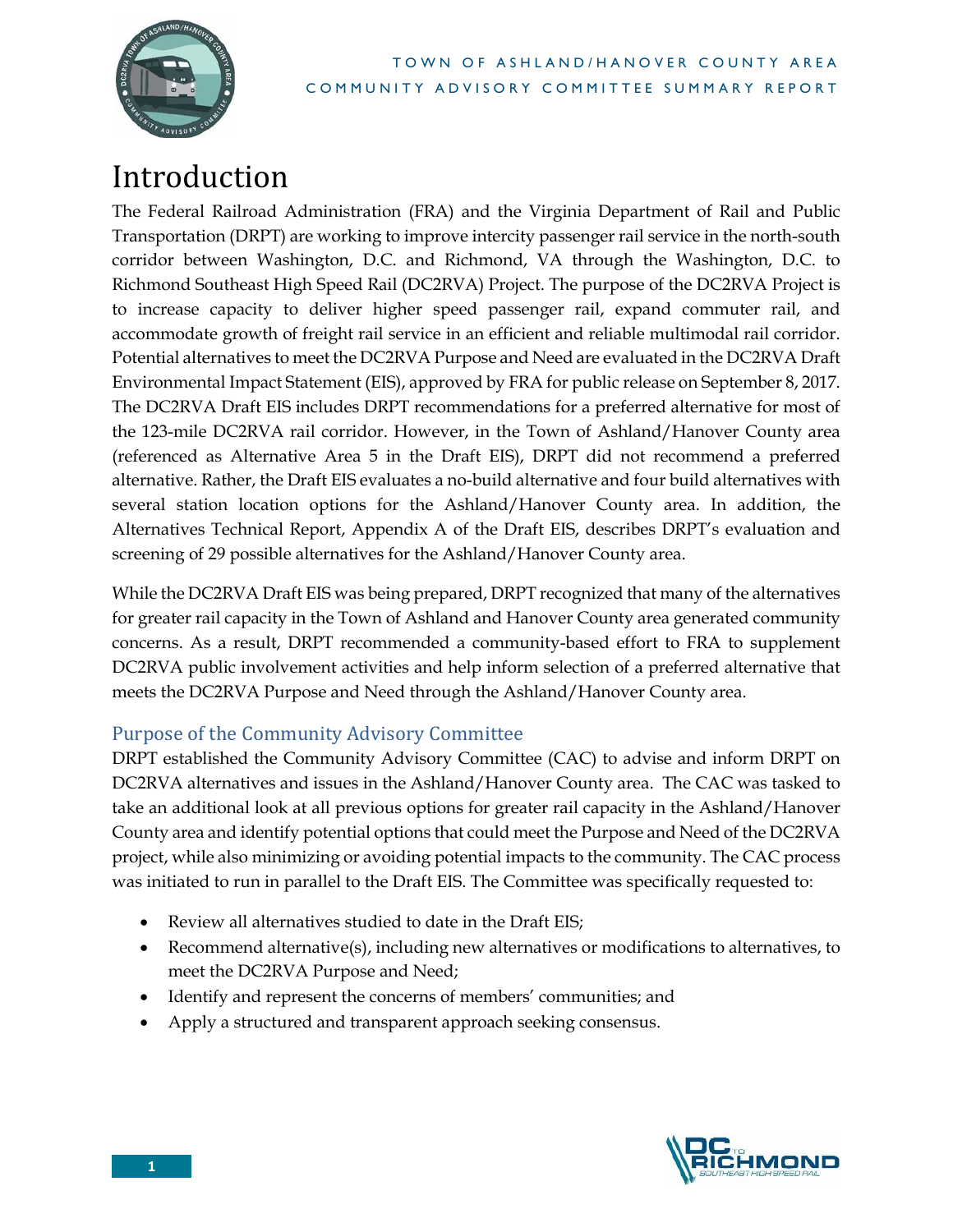# Introduction

The Federal Railroad Administration (FRA) and the Virginia Department of Rail and Public Transportation (DRPT) are working to improve intercity passenger rail service in the north-south corridor between Washington, D.C. and Richmond, VA through the Washington, D.C. to Richmond Southeast High Speed Rail (DC2RVA) Project. The purpose of the DC2RVA Project is to increase capacity to deliver higher speed passenger rail, expand commuter rail, and accommodate growth of freight rail service in an efficient and reliable multimodal rail corridor. Potential alternatives to meet the DC2RVA Purpose and Need are evaluated in the DC2RVA Draft Environmental Impact Statement (EIS), approved by FRA for public release on September 8, 2017. The DC2RVA Draft EIS includes DRPT recommendations for a preferred alternative for most of the 123-mile DC2RVA rail corridor. However, in the Town of Ashland/Hanover County area (referenced as Alternative Area 5 in the Draft EIS), DRPT did not recommend a preferred alternative. Rather, the Draft EIS evaluates a no-build alternative and four build alternatives with several station location options for the Ashland/Hanover County area. In addition, the Alternatives Technical Report, Appendix A of the Draft EIS, describes DRPT's evaluation and screening of 29 possible alternatives for the Ashland/Hanover County area.

While the DC2RVA Draft EIS was being prepared, DRPT recognized that many of the alternatives for greater rail capacity in the Town of Ashland and Hanover County area generated community concerns. As a result, DRPT recommended a community-based effort to FRA to supplement DC2RVA public involvement activities and help inform selection of a preferred alternative that meets the DC2RVA Purpose and Need through the Ashland/Hanover County area.

## Purpose of the Community Advisory Committee

DRPT established the Community Advisory Committee (CAC) to advise and inform DRPT on DC2RVA alternatives and issues in the Ashland/Hanover County area. The CAC was tasked to take an additional look at all previous options for greater rail capacity in the Ashland/Hanover County area and identify potential options that could meet the Purpose and Need of the DC2RVA project, while also minimizing or avoiding potential impacts to the community. The CAC process was initiated to run in parallel to the Draft EIS. The Committee was specifically requested to:

- Review all alternatives studied to date in the Draft EIS;
- Recommend alternative(s), including new alternatives or modifications to alternatives, to meet the DC2RVA Purpose and Need;
- Identify and represent the concerns of members' communities; and
- Apply a structured and transparent approach seeking consensus.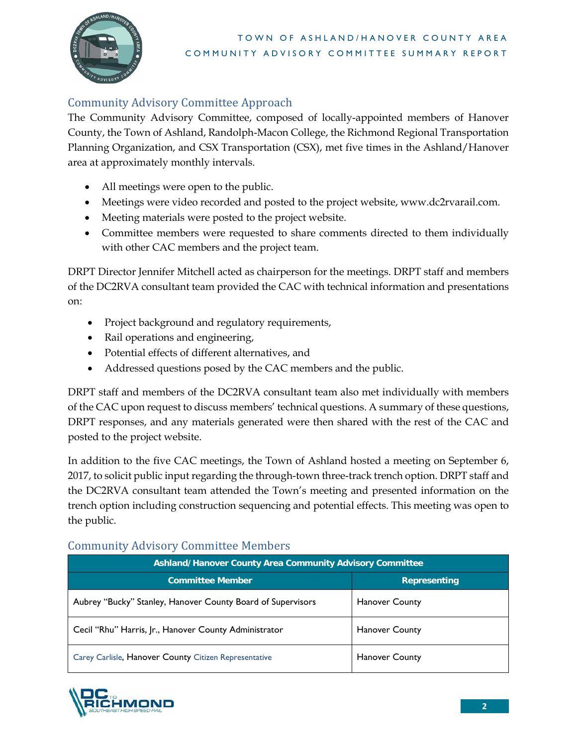## Community Advisory Committee Approach

The Community Advisory Committee, composed of locally-appointed members of Hanover County, the Town of Ashland, Randolph-Macon College, the Richmond Regional Transportation Planning Organization, and CSX Transportation (CSX), met five times in the Ashland/Hanover area at approximately monthly intervals.

- All meetings were open to the public.
- Meetings were video recorded and posted to the project website, www.dc2rvarail.com.
- Meeting materials were posted to the project website.
- Committee members were requested to share comments directed to them individually with other CAC members and the project team.

DRPT Director Jennifer Mitchell acted as chairperson for the meetings. DRPT staff and members of the DC2RVA consultant team provided the CAC with technical information and presentations on:

- Project background and regulatory requirements,
- Rail operations and engineering,
- Potential effects of different alternatives, and
- Addressed questions posed by the CAC members and the public.

DRPT staff and members of the DC2RVA consultant team also met individually with members of the CAC upon request to discuss members' technical questions. A summary of these questions, DRPT responses, and any materials generated were then shared with the rest of the CAC and posted to the project website.

In addition to the five CAC meetings, the Town of Ashland hosted a meeting on September 6, 2017, to solicit public input regarding the through-town three-track trench option. DRPT staff and the DC2RVA consultant team attended the Town's meeting and presented information on the trench option including construction sequencing and potential effects. This meeting was open to the public.

## Community Advisory Committee Members

| Ashland/ Hanover County Area Community Advisory Committee | |
|---|---|
| **Committee Member** | **Representing** |
| Aubrey "Bucky" Stanley, Hanover County Board of Supervisors | Hanover County |
| Cecil "Rhu" Harris, Jr., Hanover County Administrator | Hanover County |
| Carey Carlisle, Hanover County Citizen Representative | Hanover County |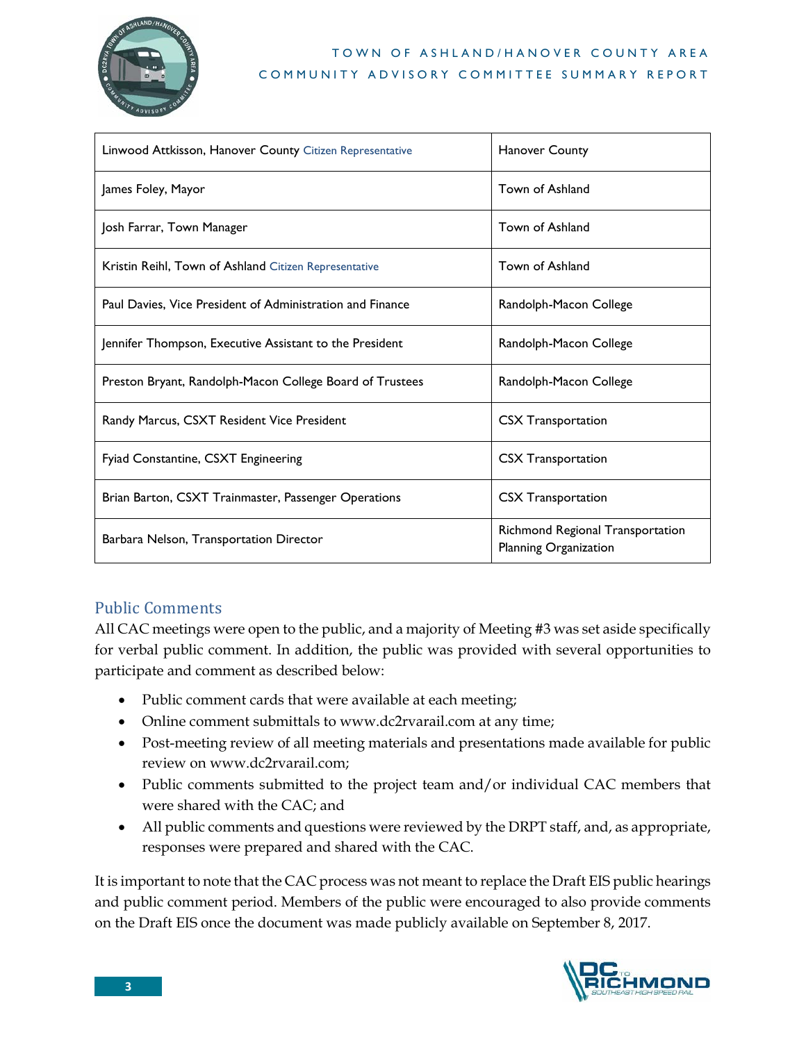| Linwood Attkisson, Hanover County Citizen Representative | Hanover County |
|---|---|
| James Foley, Mayor | Town of Ashland |
| Josh Farrar, Town Manager | Town of Ashland |
| Kristin Reihl, Town of Ashland Citizen Representative | Town of Ashland |
| Paul Davies, Vice President of Administration and Finance | Randolph-Macon College |
| Jennifer Thompson, Executive Assistant to the President | Randolph-Macon College |
| Preston Bryant, Randolph-Macon College Board of Trustees | Randolph-Macon College |
| Randy Marcus, CSXT Resident Vice President | CSX Transportation |
| Fyiad Constantine, CSXT Engineering | CSX Transportation |
| Brian Barton, CSXT Trainmaster, Passenger Operations | CSX Transportation |
| Barbara Nelson, Transportation Director | Richmond Regional Transportation Planning Organization |

## Public Comments

All CAC meetings were open to the public, and a majority of Meeting #3 was set aside specifically for verbal public comment. In addition, the public was provided with several opportunities to participate and comment as described below:

- Public comment cards that were available at each meeting;
- Online comment submittals to www.dc2rvarail.com at any time;
- Post-meeting review of all meeting materials and presentations made available for public review on www.dc2rvarail.com;
- Public comments submitted to the project team and/or individual CAC members that were shared with the CAC; and
- All public comments and questions were reviewed by the DRPT staff, and, as appropriate, responses were prepared and shared with the CAC.

It is important to note that the CAC process was not meant to replace the Draft EIS public hearings and public comment period. Members of the public were encouraged to also provide comments on the Draft EIS once the document was made publicly available on September 8, 2017.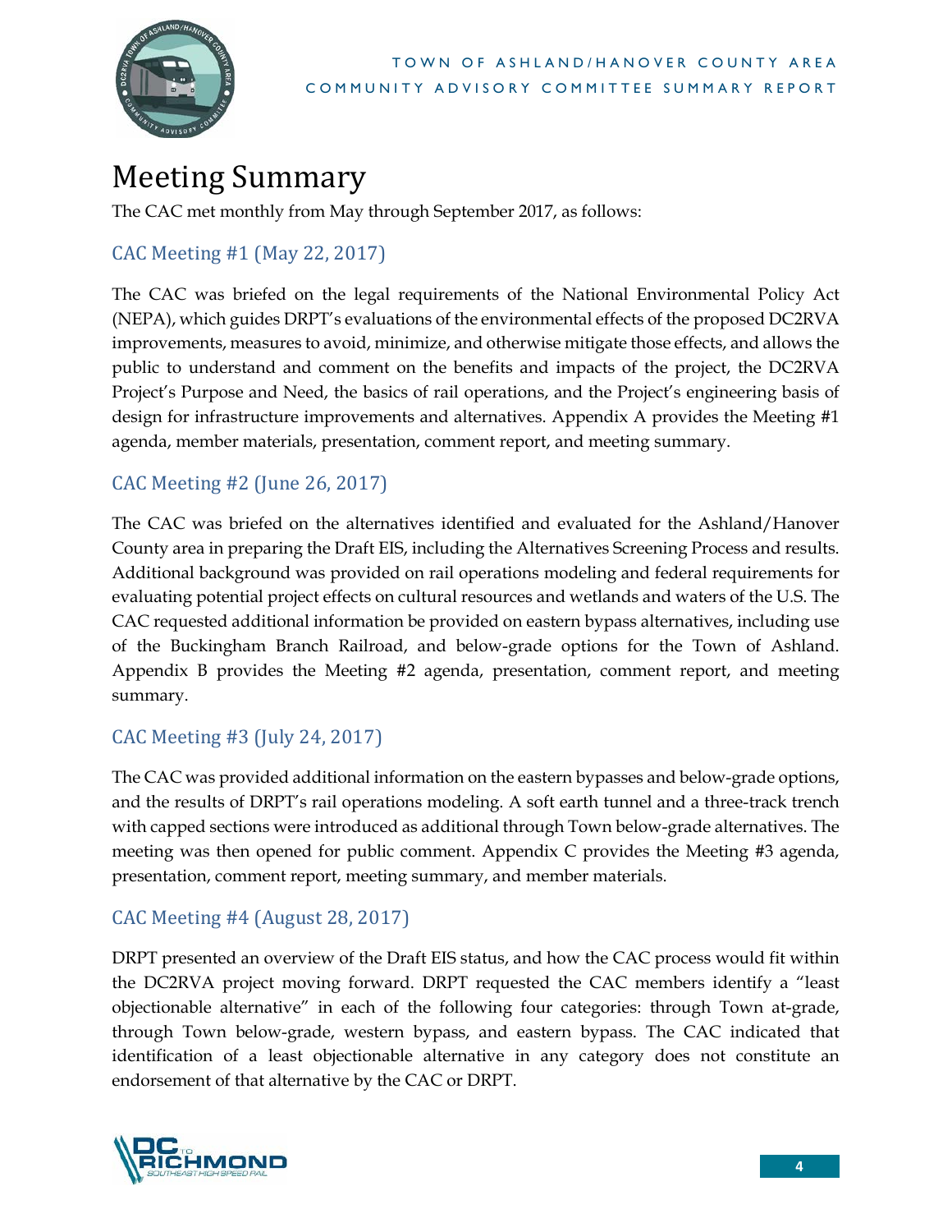# Meeting Summary

The CAC met monthly from May through September 2017, as follows:

## CAC Meeting #1 (May 22, 2017)

The CAC was briefed on the legal requirements of the National Environmental Policy Act (NEPA), which guides DRPT's evaluations of the environmental effects of the proposed DC2RVA improvements, measures to avoid, minimize, and otherwise mitigate those effects, and allows the public to understand and comment on the benefits and impacts of the project, the DC2RVA Project's Purpose and Need, the basics of rail operations, and the Project's engineering basis of design for infrastructure improvements and alternatives. Appendix A provides the Meeting #1 agenda, member materials, presentation, comment report, and meeting summary.

## CAC Meeting #2 (June 26, 2017)

The CAC was briefed on the alternatives identified and evaluated for the Ashland/Hanover County area in preparing the Draft EIS, including the Alternatives Screening Process and results. Additional background was provided on rail operations modeling and federal requirements for evaluating potential project effects on cultural resources and wetlands and waters of the U.S. The CAC requested additional information be provided on eastern bypass alternatives, including use of the Buckingham Branch Railroad, and below-grade options for the Town of Ashland. Appendix B provides the Meeting #2 agenda, presentation, comment report, and meeting summary.

## CAC Meeting #3 (July 24, 2017)

The CAC was provided additional information on the eastern bypasses and below-grade options, and the results of DRPT's rail operations modeling. A soft earth tunnel and a three-track trench with capped sections were introduced as additional through Town below-grade alternatives. The meeting was then opened for public comment. Appendix C provides the Meeting #3 agenda, presentation, comment report, meeting summary, and member materials.

## CAC Meeting #4 (August 28, 2017)

DRPT presented an overview of the Draft EIS status, and how the CAC process would fit within the DC2RVA project moving forward. DRPT requested the CAC members identify a "least objectionable alternative" in each of the following four categories: through Town at-grade, through Town below-grade, western bypass, and eastern bypass. The CAC indicated that identification of a least objectionable alternative in any category does not constitute an endorsement of that alternative by the CAC or DRPT.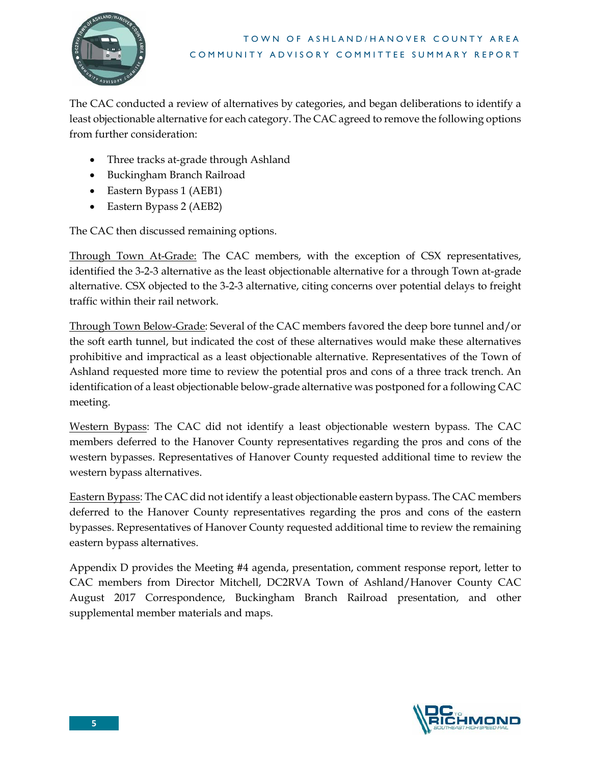The CAC conducted a review of alternatives by categories, and began deliberations to identify a least objectionable alternative for each category. The CAC agreed to remove the following options from further consideration:

- Three tracks at-grade through Ashland
- Buckingham Branch Railroad
- Eastern Bypass 1 (AEB1)
- Eastern Bypass 2 (AEB2)

The CAC then discussed remaining options.

Through Town At-Grade: The CAC members, with the exception of CSX representatives, identified the 3-2-3 alternative as the least objectionable alternative for a through Town at-grade alternative. CSX objected to the 3-2-3 alternative, citing concerns over potential delays to freight traffic within their rail network.

Through Town Below-Grade: Several of the CAC members favored the deep bore tunnel and/or the soft earth tunnel, but indicated the cost of these alternatives would make these alternatives prohibitive and impractical as a least objectionable alternative. Representatives of the Town of Ashland requested more time to review the potential pros and cons of a three track trench. An identification of a least objectionable below-grade alternative was postponed for a following CAC meeting.

Western Bypass: The CAC did not identify a least objectionable western bypass. The CAC members deferred to the Hanover County representatives regarding the pros and cons of the western bypasses. Representatives of Hanover County requested additional time to review the western bypass alternatives.

Eastern Bypass: The CAC did not identify a least objectionable eastern bypass. The CAC members deferred to the Hanover County representatives regarding the pros and cons of the eastern bypasses. Representatives of Hanover County requested additional time to review the remaining eastern bypass alternatives.

Appendix D provides the Meeting #4 agenda, presentation, comment response report, letter to CAC members from Director Mitchell, DC2RVA Town of Ashland/Hanover County CAC August 2017 Correspondence, Buckingham Branch Railroad presentation, and other supplemental member materials and maps.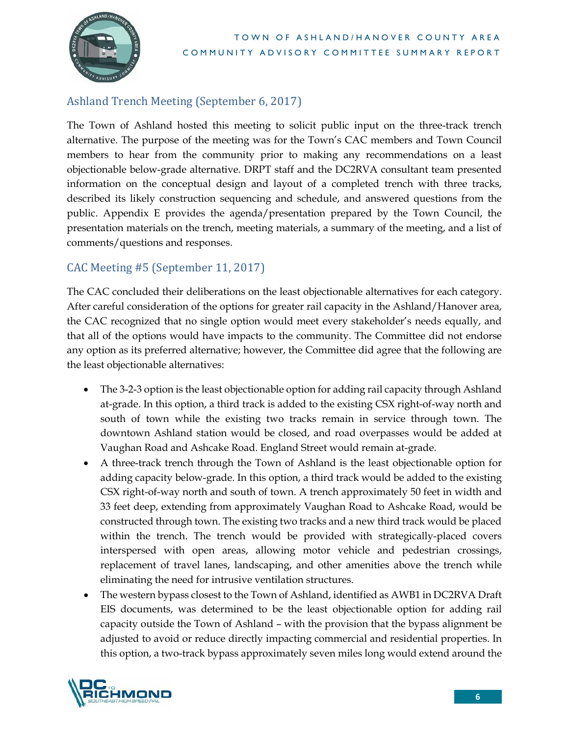## Ashland Trench Meeting (September 6, 2017)

The Town of Ashland hosted this meeting to solicit public input on the three-track trench alternative. The purpose of the meeting was for the Town's CAC members and Town Council members to hear from the community prior to making any recommendations on a least objectionable below-grade alternative. DRPT staff and the DC2RVA consultant team presented information on the conceptual design and layout of a completed trench with three tracks, described its likely construction sequencing and schedule, and answered questions from the public. Appendix E provides the agenda/presentation prepared by the Town Council, the presentation materials on the trench, meeting materials, a summary of the meeting, and a list of comments/questions and responses.

## CAC Meeting #5 (September 11, 2017)

The CAC concluded their deliberations on the least objectionable alternatives for each category. After careful consideration of the options for greater rail capacity in the Ashland/Hanover area, the CAC recognized that no single option would meet every stakeholder's needs equally, and that all of the options would have impacts to the community. The Committee did not endorse any option as its preferred alternative; however, the Committee did agree that the following are the least objectionable alternatives:

- The 3-2-3 option is the least objectionable option for adding rail capacity through Ashland at-grade. In this option, a third track is added to the existing CSX right-of-way north and south of town while the existing two tracks remain in service through town. The downtown Ashland station would be closed, and road overpasses would be added at Vaughan Road and Ashcake Road. England Street would remain at-grade.
- A three-track trench through the Town of Ashland is the least objectionable option for adding capacity below-grade. In this option, a third track would be added to the existing CSX right-of-way north and south of town. A trench approximately 50 feet in width and 33 feet deep, extending from approximately Vaughan Road to Ashcake Road, would be constructed through town. The existing two tracks and a new third track would be placed within the trench. The trench would be provided with strategically-placed covers interspersed with open areas, allowing motor vehicle and pedestrian crossings, replacement of travel lanes, landscaping, and other amenities above the trench while eliminating the need for intrusive ventilation structures.
- The western bypass closest to the Town of Ashland, identified as AWB1 in DC2RVA Draft EIS documents, was determined to be the least objectionable option for adding rail capacity outside the Town of Ashland – with the provision that the bypass alignment be adjusted to avoid or reduce directly impacting commercial and residential properties. In this option, a two-track bypass approximately seven miles long would extend around the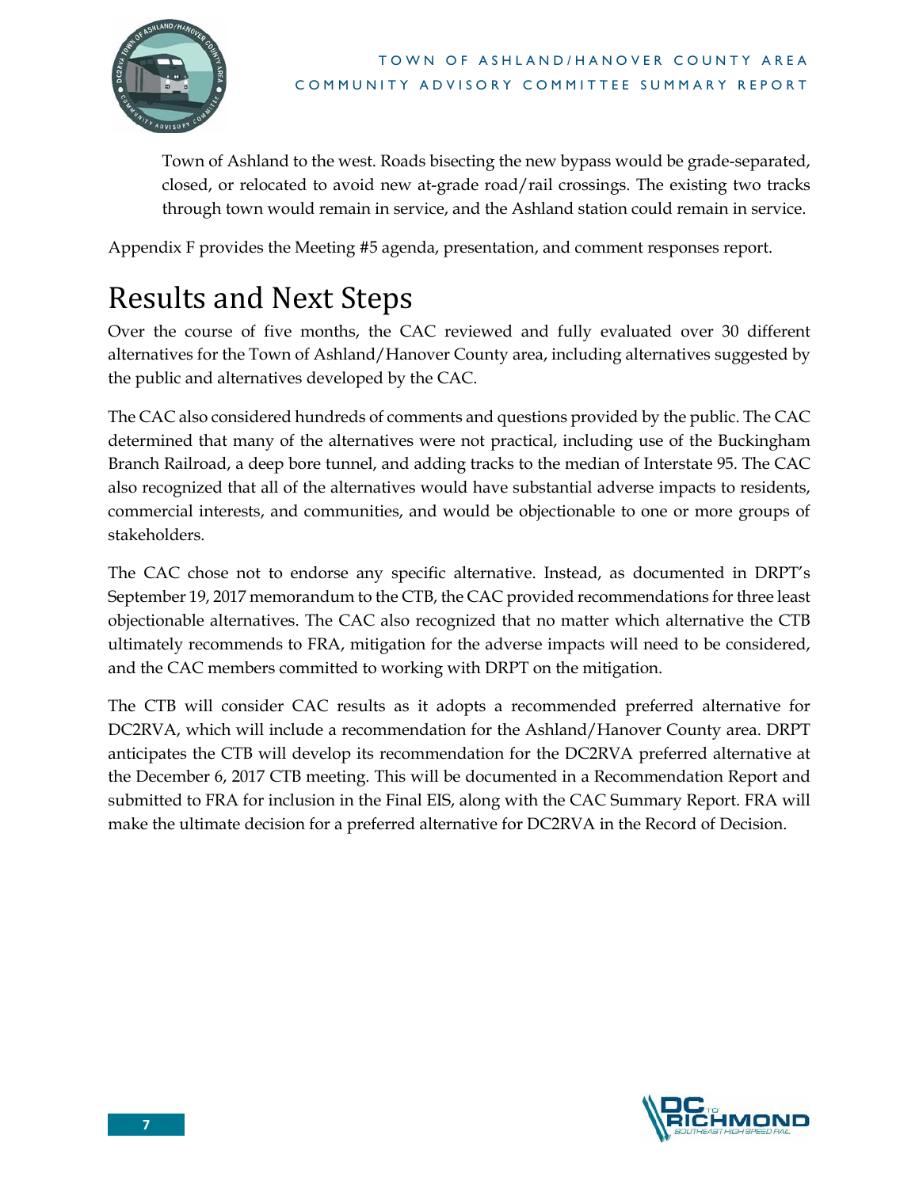Town of Ashland to the west. Roads bisecting the new bypass would be grade-separated, closed, or relocated to avoid new at-grade road/rail crossings. The existing two tracks through town would remain in service, and the Ashland station could remain in service.

Appendix F provides the Meeting #5 agenda, presentation, and comment responses report.

# Results and Next Steps

Over the course of five months, the CAC reviewed and fully evaluated over 30 different alternatives for the Town of Ashland/Hanover County area, including alternatives suggested by the public and alternatives developed by the CAC.

The CAC also considered hundreds of comments and questions provided by the public. The CAC determined that many of the alternatives were not practical, including use of the Buckingham Branch Railroad, a deep bore tunnel, and adding tracks to the median of Interstate 95. The CAC also recognized that all of the alternatives would have substantial adverse impacts to residents, commercial interests, and communities, and would be objectionable to one or more groups of stakeholders.

The CAC chose not to endorse any specific alternative. Instead, as documented in DRPT's September 19, 2017 memorandum to the CTB, the CAC provided recommendations for three least objectionable alternatives. The CAC also recognized that no matter which alternative the CTB ultimately recommends to FRA, mitigation for the adverse impacts will need to be considered, and the CAC members committed to working with DRPT on the mitigation.

The CTB will consider CAC results as it adopts a recommended preferred alternative for DC2RVA, which will include a recommendation for the Ashland/Hanover County area. DRPT anticipates the CTB will develop its recommendation for the DC2RVA preferred alternative at the December 6, 2017 CTB meeting. This will be documented in a Recommendation Report and submitted to FRA for inclusion in the Final EIS, along with the CAC Summary Report. FRA will make the ultimate decision for a preferred alternative for DC2RVA in the Record of Decision.